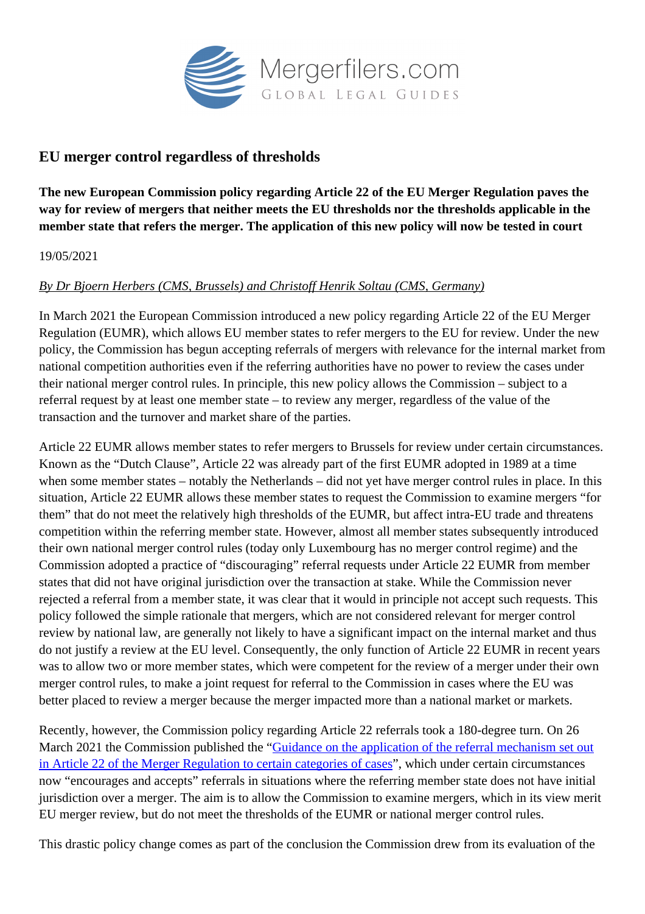# EU merger control regardless of thresholds

**The new European Commission policy regarding Article 22 of the EU Merger Regulation paves the way for review of mergers that neither meets the EU thresholds nor the thresholds applicable in the member state that refers the merger. The application of this new policy will now be tested in court**

19/05/2021

*By Dr Bjoern Herbers (CMS, Brussels) and Christoff Henrik Soltau (CMS, Germany)*

In March 2021 the European Commission introduced a new policy regarding Article 22 of the EU Merger Regulation (EUMR), which allows EU member states to refer mergers to the EU for review. Under the new policy, the Commission has begun accepting referrals of mergers with relevance for the internal market from national competition authorities even if the referring authorities have no power to review the cases under their national merger control rules. In principle, this new policy allows the Commission – subject to a referral request by at least one member state – to review any merger, regardless of the value of the transaction and the turnover and market share of the parties.

Article 22 EUMR allows member states to refer mergers to Brussels for review under certain circumstances. Known as the "Dutch Clause", Article 22 was already part of the first EUMR adopted in 1989 at a time when some member states – notably the Netherlands – did not yet have merger control rules in place. In this situation, Article 22 EUMR allows these member states to request the Commission to examine mergers "for them" that do not meet the relatively high thresholds of the EUMR, but affect intra-EU trade and threatens competition within the referring member state. However, almost all member states subsequently introduced their own national merger control rules (today only Luxembourg has no merger control regime) and the Commission adopted a practice of "discouraging" referral requests under Article 22 EUMR from member states that did not have original jurisdiction over the transaction at stake. While the Commission never rejected a referral from a member state, it was clear that it would in principle not accept such requests. This policy followed the simple rationale that mergers, which are not considered relevant for merger control review by national law, are generally not likely to have a significant impact on the internal market and thus do not justify a review at the EU level. Consequently, the only function of Article 22 EUMR in recent years was to allow two or more member states, which were competent for the review of a merger under their own merger control rules, to make a joint request for referral to the Commission in cases where the EU was better placed to review a merger because the merger impacted more than a national market or markets.

Recently, however, the Commission policy regarding Article 22 referrals took a 180-degree turn. On 26 March 2021 the Commission published the "Guidance on the application of the referral mechanism set out in Article 22 of the Merger Regulation to certain categories of cases", which under certain circumstances now "encourages and accepts" referrals in situations where the referring member state does not have initial jurisdiction over a merger. The aim is to allow the Commission to examine mergers, which in its view merit EU merger review, but do not meet the thresholds of the EUMR or national merger control rules.

This drastic policy change comes as part of the conclusion the Commission drew from its evaluation of the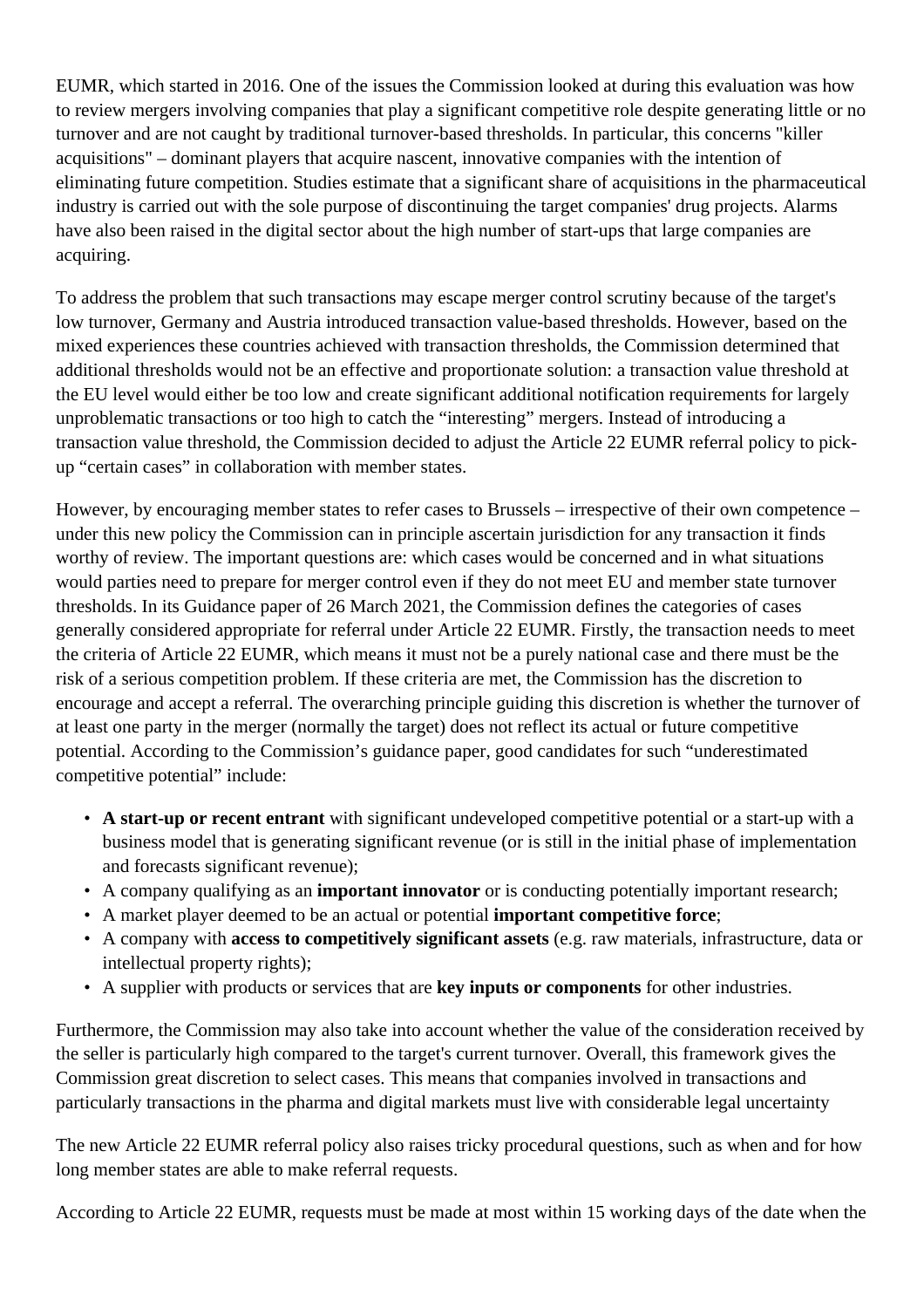EUMR, which started in 2016. One of the issues the Commission looked at during this evaluation was how to review mergers involving companies that play a significant competitive role despite generating little or no turnover and are not caught by traditional turnover-based thresholds. In particular, this concerns "killer acquisitions" – dominant players that acquire nascent, innovative companies with the intention of eliminating future competition. Studies estimate that a significant share of acquisitions in the pharmaceutical industry is carried out with the sole purpose of discontinuing the target companies' drug projects. Alarms have also been raised in the digital sector about the high number of start-ups that large companies are acquiring.

To address the problem that such transactions may escape merger control scrutiny because of the target's low turnover, Germany and Austria introduced transaction value-based thresholds. However, based on the mixed experiences these countries achieved with transaction thresholds, the Commission determined that additional thresholds would not be an effective and proportionate solution: a transaction value threshold at the EU level would either be too low and create significant additional notification requirements for largely unproblematic transactions or too high to catch the "interesting" mergers. Instead of introducing a transaction value threshold, the Commission decided to adjust the Article 22 EUMR referral policy to pick-up "certain cases" in collaboration with member states.

However, by encouraging member states to refer cases to Brussels – irrespective of their own competence – under this new policy the Commission can in principle ascertain jurisdiction for any transaction it finds worthy of review. The important questions are: which cases would be concerned and in what situations would parties need to prepare for merger control even if they do not meet EU and member state turnover thresholds. In its Guidance paper of 26 March 2021, the Commission defines the categories of cases generally considered appropriate for referral under Article 22 EUMR. Firstly, the transaction needs to meet the criteria of Article 22 EUMR, which means it must not be a purely national case and there must be the risk of a serious competition problem. If these criteria are met, the Commission has the discretion to encourage and accept a referral. The overarching principle guiding this discretion is whether the turnover of at least one party in the merger (normally the target) does not reflect its actual or future competitive potential. According to the Commission's guidance paper, good candidates for such "underestimated competitive potential" include:

- **A start-up or recent entrant** with significant undeveloped competitive potential or a start-up with a business model that is generating significant revenue (or is still in the initial phase of implementation and forecasts significant revenue);
- A company qualifying as an **important innovator** or is conducting potentially important research;
- A market player deemed to be an actual or potential **important competitive force**;
- A company with **access to competitively significant assets** (e.g. raw materials, infrastructure, data or intellectual property rights);
- A supplier with products or services that are **key inputs or components** for other industries.

Furthermore, the Commission may also take into account whether the value of the consideration received by the seller is particularly high compared to the target's current turnover. Overall, this framework gives the Commission great discretion to select cases. This means that companies involved in transactions and particularly transactions in the pharma and digital markets must live with considerable legal uncertainty

The new Article 22 EUMR referral policy also raises tricky procedural questions, such as when and for how long member states are able to make referral requests.

According to Article 22 EUMR, requests must be made at most within 15 working days of the date when the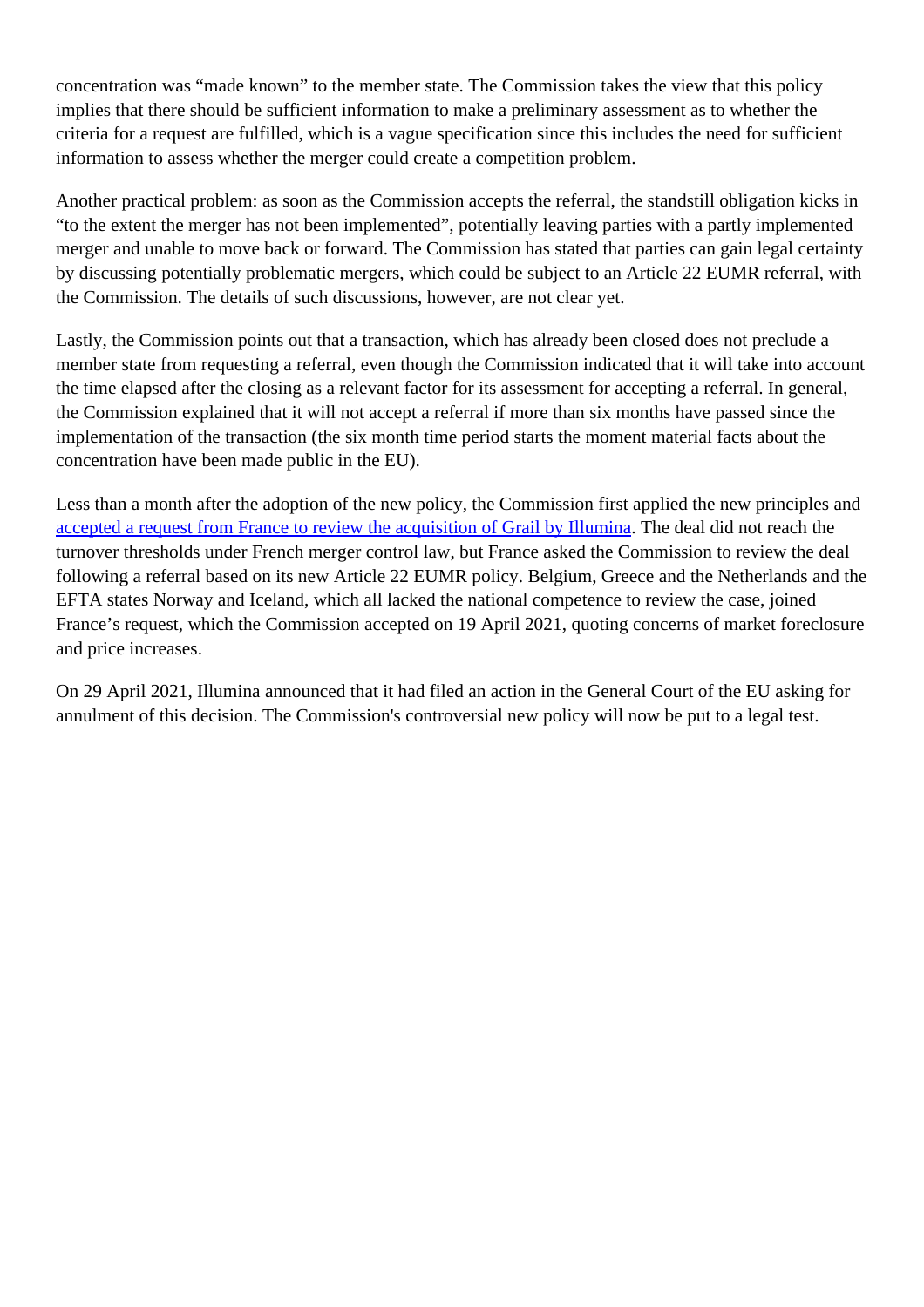concentration was "made known" to the member state. The Commission takes the view that this policy implies that there should be sufficient information to make a preliminary assessment as to whether the criteria for a request are fulfilled, which is a vague specification since this includes the need for sufficient information to assess whether the merger could create a competition problem.

Another practical problem: as soon as the Commission accepts the referral, the standstill obligation kicks in "to the extent the merger has not been implemented", potentially leaving parties with a partly implemented merger and unable to move back or forward. The Commission has stated that parties can gain legal certainty by discussing potentially problematic mergers, which could be subject to an Article 22 EUMR referral, with the Commission. The details of such discussions, however, are not clear yet.

Lastly, the Commission points out that a transaction, which has already been closed does not preclude a member state from requesting a referral, even though the Commission indicated that it will take into account the time elapsed after the closing as a relevant factor for its assessment for accepting a referral. In general, the Commission explained that it will not accept a referral if more than six months have passed since the implementation of the transaction (the six month time period starts the moment material facts about the concentration have been made public in the EU).

Less than a month after the adoption of the new policy, the Commission first applied the new principles and accepted a request from France to review the acquisition of Grail by Illumina. The deal did not reach the turnover thresholds under French merger control law, but France asked the Commission to review the deal following a referral based on its new Article 22 EUMR policy. Belgium, Greece and the Netherlands and the EFTA states Norway and Iceland, which all lacked the national competence to review the case, joined France's request, which the Commission accepted on 19 April 2021, quoting concerns of market foreclosure and price increases.

On 29 April 2021, Illumina announced that it had filed an action in the General Court of the EU asking for annulment of this decision. The Commission's controversial new policy will now be put to a legal test.